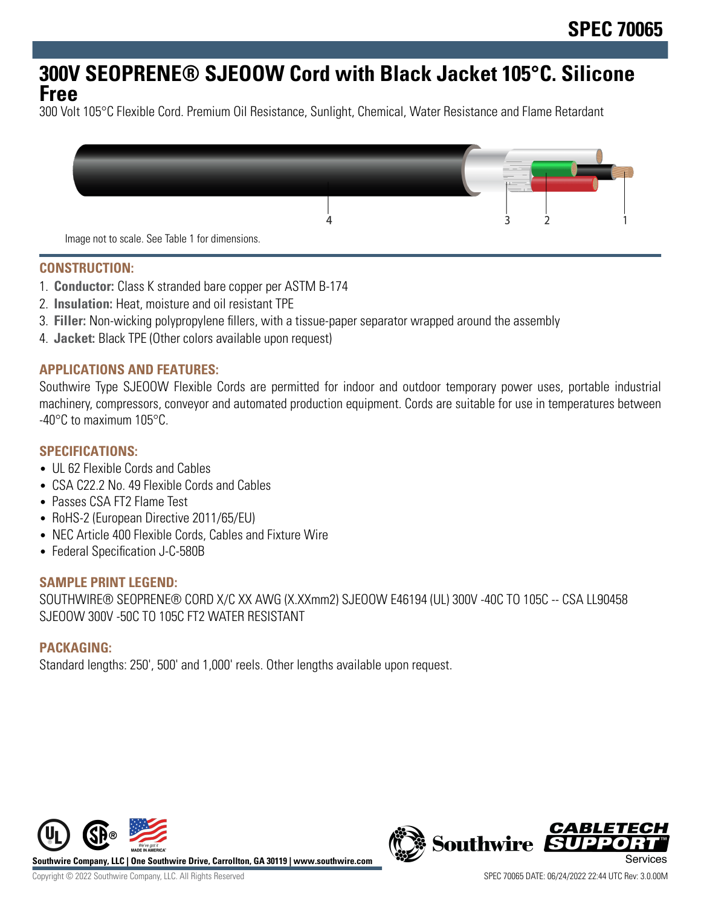# 300V SEOPRENE® SJEOOW Cord with Black Jacket 105°C. Silicone Free

300 Volt 105°C Flexible Cord. Premium Oil Resistance, Sunlight, Chemical, Water Resistance and Flame Retardant

Image not to scale. See Table 1 for dimensions.

## CONSTRUCTION:

1. **Conductor:** Class K stranded bare copper per ASTM B-174
2. **Insulation:** Heat, moisture and oil resistant TPE
3. **Filler:** Non-wicking polypropylene fillers, with a tissue-paper separator wrapped around the assembly
4. **Jacket:** Black TPE (Other colors available upon request)

## APPLICATIONS AND FEATURES:

Southwire Type SJEOOW Flexible Cords are permitted for indoor and outdoor temporary power uses, portable industrial machinery, compressors, conveyor and automated production equipment. Cords are suitable for use in temperatures between -40°C to maximum 105°C.

## SPECIFICATIONS:

- UL 62 Flexible Cords and Cables
- CSA C22.2 No. 49 Flexible Cords and Cables
- Passes CSA FT2 Flame Test
- RoHS-2 (European Directive 2011/65/EU)
- NEC Article 400 Flexible Cords, Cables and Fixture Wire
- Federal Specification J-C-580B

## SAMPLE PRINT LEGEND:

SOUTHWIRE® SEOPRENE® CORD X/C XX AWG (X.XXmm2) SJEOOW E46194 (UL) 300V -40C TO 105C -- CSA LL90458 SJEOOW 300V -50C TO 105C FT2 WATER RESISTANT

## PACKAGING:

Standard lengths: 250', 500' and 1,000' reels. Other lengths available upon request.

Southwire Company, LLC | One Southwire Drive, Carrollton, GA 30119 | www.southwire.com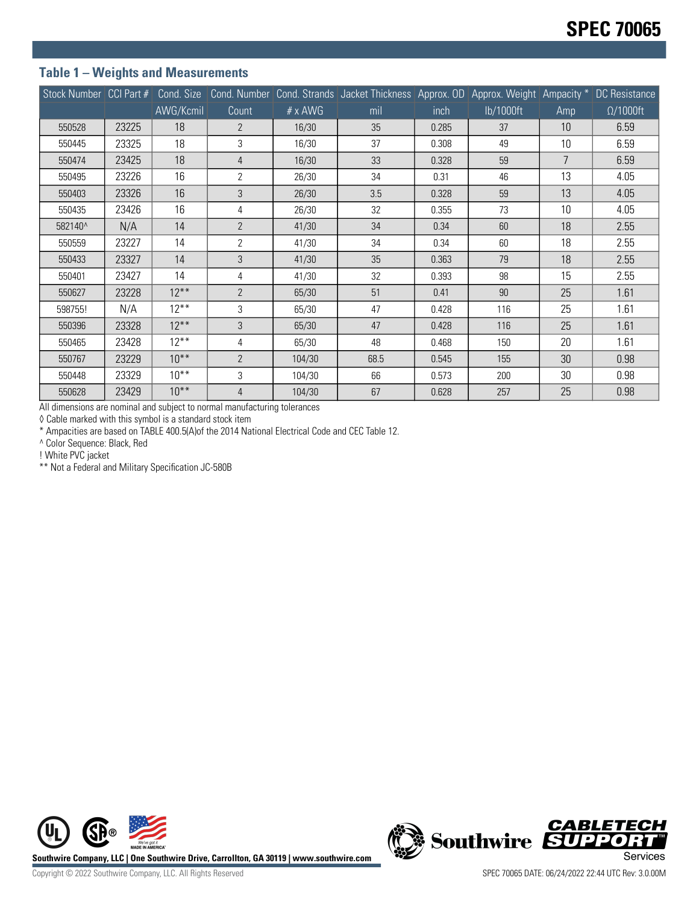## Table 1 – Weights and Measurements

| Stock Number | CCI Part # | Cond. Size | Cond. Number | Cond. Strands | Jacket Thickness | Approx. OD | Approx. Weight | Ampacity * | DC Resistance |
|---|---|---|---|---|---|---|---|---|---|
| | | AWG/Kcmil | Count | # x AWG | mil | inch | lb/1000ft | Amp | Ω/1000ft |
| 550528 | 23225 | 18 | 2 | 16/30 | 35 | 0.285 | 37 | 10 | 6.59 |
| 550445 | 23325 | 18 | 3 | 16/30 | 37 | 0.308 | 49 | 10 | 6.59 |
| 550474 | 23425 | 18 | 4 | 16/30 | 33 | 0.328 | 59 | 7 | 6.59 |
| 550495 | 23226 | 16 | 2 | 26/30 | 34 | 0.31 | 46 | 13 | 4.05 |
| 550403 | 23326 | 16 | 3 | 26/30 | 3.5 | 0.328 | 59 | 13 | 4.05 |
| 550435 | 23426 | 16 | 4 | 26/30 | 32 | 0.355 | 73 | 10 | 4.05 |
| 582140^ | N/A | 14 | 2 | 41/30 | 34 | 0.34 | 60 | 18 | 2.55 |
| 550559 | 23227 | 14 | 2 | 41/30 | 34 | 0.34 | 60 | 18 | 2.55 |
| 550433 | 23327 | 14 | 3 | 41/30 | 35 | 0.363 | 79 | 18 | 2.55 |
| 550401 | 23427 | 14 | 4 | 41/30 | 32 | 0.393 | 98 | 15 | 2.55 |
| 550627 | 23228 | 12** | 2 | 65/30 | 51 | 0.41 | 90 | 25 | 1.61 |
| 598755! | N/A | 12** | 3 | 65/30 | 47 | 0.428 | 116 | 25 | 1.61 |
| 550396 | 23328 | 12** | 3 | 65/30 | 47 | 0.428 | 116 | 25 | 1.61 |
| 550465 | 23428 | 12** | 4 | 65/30 | 48 | 0.468 | 150 | 20 | 1.61 |
| 550767 | 23229 | 10** | 2 | 104/30 | 68.5 | 0.545 | 155 | 30 | 0.98 |
| 550448 | 23329 | 10** | 3 | 104/30 | 66 | 0.573 | 200 | 30 | 0.98 |
| 550628 | 23429 | 10** | 4 | 104/30 | 67 | 0.628 | 257 | 25 | 0.98 |

All dimensions are nominal and subject to normal manufacturing tolerances

◊ Cable marked with this symbol is a standard stock item

* Ampacities are based on TABLE 400.5(A)of the 2014 National Electrical Code and CEC Table 12.

^ Color Sequence: Black, Red

! White PVC jacket

** Not a Federal and Military Specification JC-580B

Southwire Company, LLC | One Southwire Drive, Carrollton, GA 30119 | www.southwire.com

Copyright © 2022 Southwire Company, LLC. All Rights Reserved

SPEC 70065 DATE: 06/24/2022 22:44 UTC Rev: 3.0.00M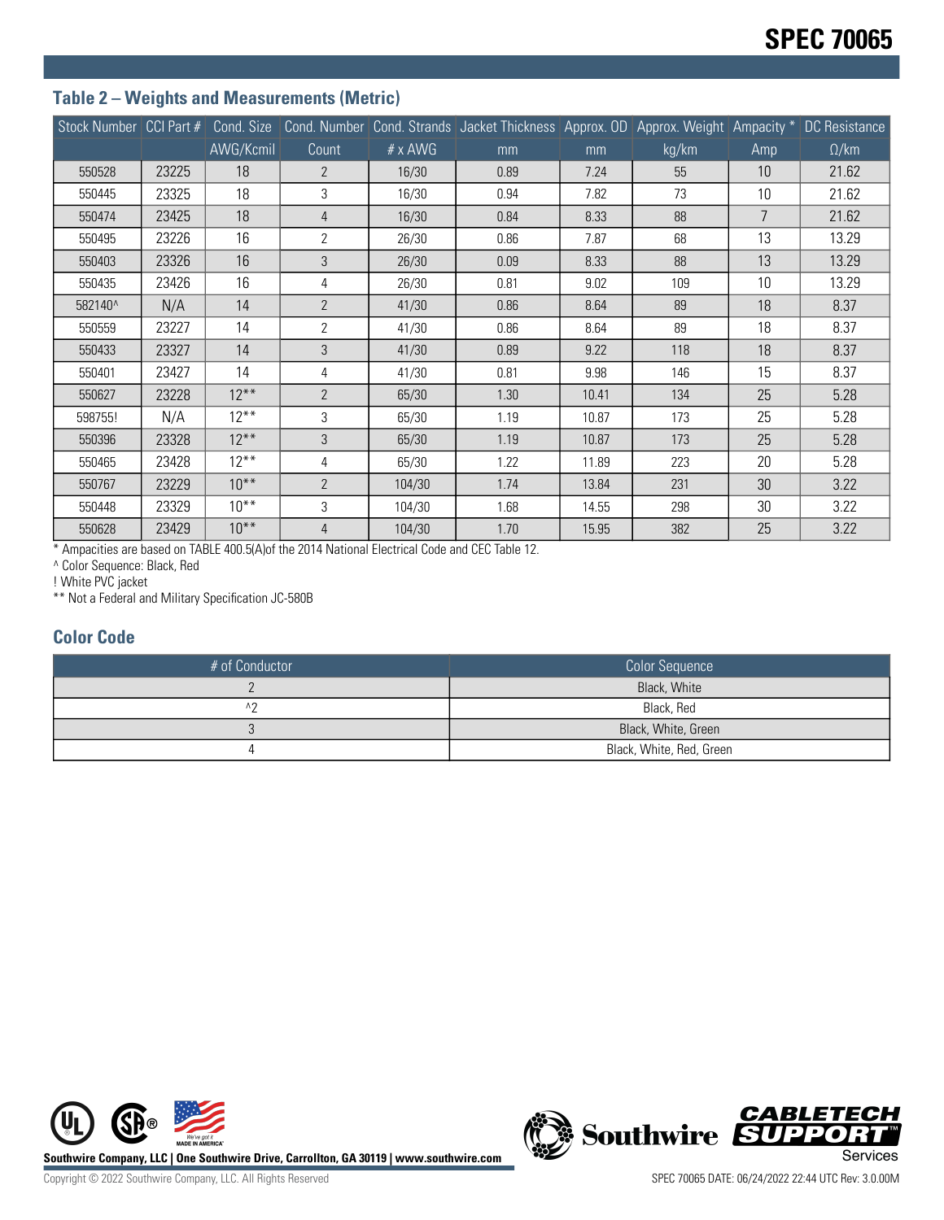## Table 2 – Weights and Measurements (Metric)

| Stock Number | CCI Part # | Cond. Size | Cond. Number | Cond. Strands | Jacket Thickness | Approx. OD | Approx. Weight | Ampacity * | DC Resistance |
|---|---|---|---|---|---|---|---|---|---|
| | | AWG/Kcmil | Count | # x AWG | mm | mm | kg/km | Amp | Ω/km |
| 550528 | 23225 | 18 | 2 | 16/30 | 0.89 | 7.24 | 55 | 10 | 21.62 |
| 550445 | 23325 | 18 | 3 | 16/30 | 0.94 | 7.82 | 73 | 10 | 21.62 |
| 550474 | 23425 | 18 | 4 | 16/30 | 0.84 | 8.33 | 88 | 7 | 21.62 |
| 550495 | 23226 | 16 | 2 | 26/30 | 0.86 | 7.87 | 68 | 13 | 13.29 |
| 550403 | 23326 | 16 | 3 | 26/30 | 0.09 | 8.33 | 88 | 13 | 13.29 |
| 550435 | 23426 | 16 | 4 | 26/30 | 0.81 | 9.02 | 109 | 10 | 13.29 |
| 582140^ | N/A | 14 | 2 | 41/30 | 0.86 | 8.64 | 89 | 18 | 8.37 |
| 550559 | 23227 | 14 | 2 | 41/30 | 0.86 | 8.64 | 89 | 18 | 8.37 |
| 550433 | 23327 | 14 | 3 | 41/30 | 0.89 | 9.22 | 118 | 18 | 8.37 |
| 550401 | 23427 | 14 | 4 | 41/30 | 0.81 | 9.98 | 146 | 15 | 8.37 |
| 550627 | 23228 | 12** | 2 | 65/30 | 1.30 | 10.41 | 134 | 25 | 5.28 |
| 598755! | N/A | 12** | 3 | 65/30 | 1.19 | 10.87 | 173 | 25 | 5.28 |
| 550396 | 23328 | 12** | 3 | 65/30 | 1.19 | 10.87 | 173 | 25 | 5.28 |
| 550465 | 23428 | 12** | 4 | 65/30 | 1.22 | 11.89 | 223 | 20 | 5.28 |
| 550767 | 23229 | 10** | 2 | 104/30 | 1.74 | 13.84 | 231 | 30 | 3.22 |
| 550448 | 23329 | 10** | 3 | 104/30 | 1.68 | 14.55 | 298 | 30 | 3.22 |
| 550628 | 23429 | 10** | 4 | 104/30 | 1.70 | 15.95 | 382 | 25 | 3.22 |

* Ampacities are based on TABLE 400.5(A)of the 2014 National Electrical Code and CEC Table 12.
^ Color Sequence: Black, Red
! White PVC jacket
** Not a Federal and Military Specification JC-580B

## Color Code

| # of Conductor | Color Sequence |
|---|---|
| 2 | Black, White |
| ^2 | Black, Red |
| 3 | Black, White, Green |
| 4 | Black, White, Red, Green |

Southwire Company, LLC | One Southwire Drive, Carrollton, GA 30119 | www.southwire.com

Copyright © 2022 Southwire Company, LLC. All Rights Reserved

SPEC 70065 DATE: 06/24/2022 22:44 UTC Rev: 3.0.00M